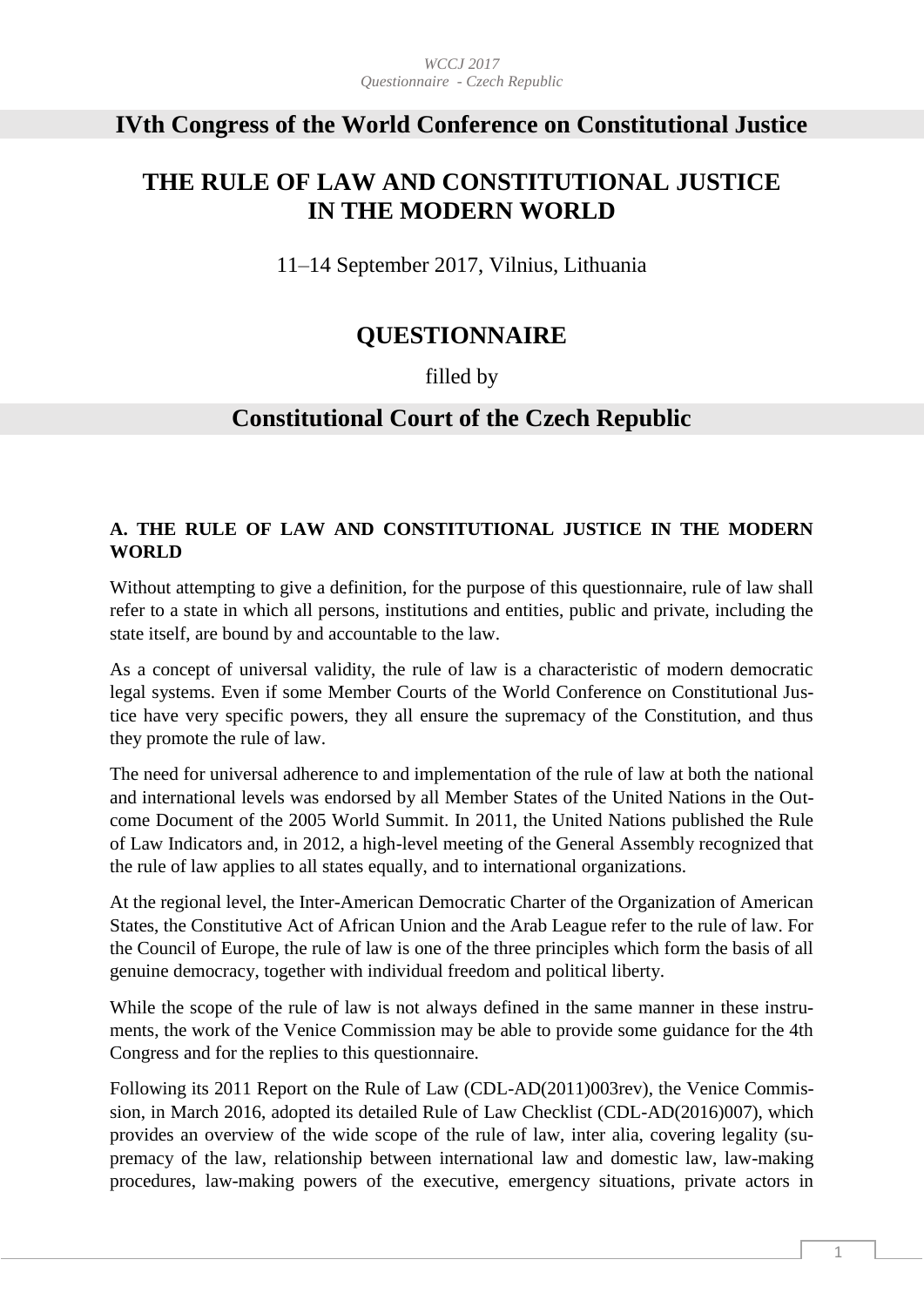# IVth Congress of the World Conference on Constitutional Justice

## THE RULE OF LAW AND CONSTITUTIONAL JUSTICE IN THE MODERN WORLD

11–14 September 2017, Vilnius, Lithuania

## QUESTIONNAIRE

filled by

## Constitutional Court of the Czech Republic

### A. THE RULE OF LAW AND CONSTITUTIONAL JUSTICE IN THE MODERN WORLD

Without attempting to give a definition, for the purpose of this questionnaire, rule of law shall refer to a state in which all persons, institutions and entities, public and private, including the state itself, are bound by and accountable to the law.

As a concept of universal validity, the rule of law is a characteristic of modern democratic legal systems. Even if some Member Courts of the World Conference on Constitutional Justice have very specific powers, they all ensure the supremacy of the Constitution, and thus they promote the rule of law.

The need for universal adherence to and implementation of the rule of law at both the national and international levels was endorsed by all Member States of the United Nations in the Outcome Document of the 2005 World Summit. In 2011, the United Nations published the Rule of Law Indicators and, in 2012, a high-level meeting of the General Assembly recognized that the rule of law applies to all states equally, and to international organizations.

At the regional level, the Inter-American Democratic Charter of the Organization of American States, the Constitutive Act of African Union and the Arab League refer to the rule of law. For the Council of Europe, the rule of law is one of the three principles which form the basis of all genuine democracy, together with individual freedom and political liberty.

While the scope of the rule of law is not always defined in the same manner in these instruments, the work of the Venice Commission may be able to provide some guidance for the 4th Congress and for the replies to this questionnaire.

Following its 2011 Report on the Rule of Law (CDL-AD(2011)003rev), the Venice Commission, in March 2016, adopted its detailed Rule of Law Checklist (CDL-AD(2016)007), which provides an overview of the wide scope of the rule of law, inter alia, covering legality (supremacy of the law, relationship between international law and domestic law, law-making procedures, law-making powers of the executive, emergency situations, private actors in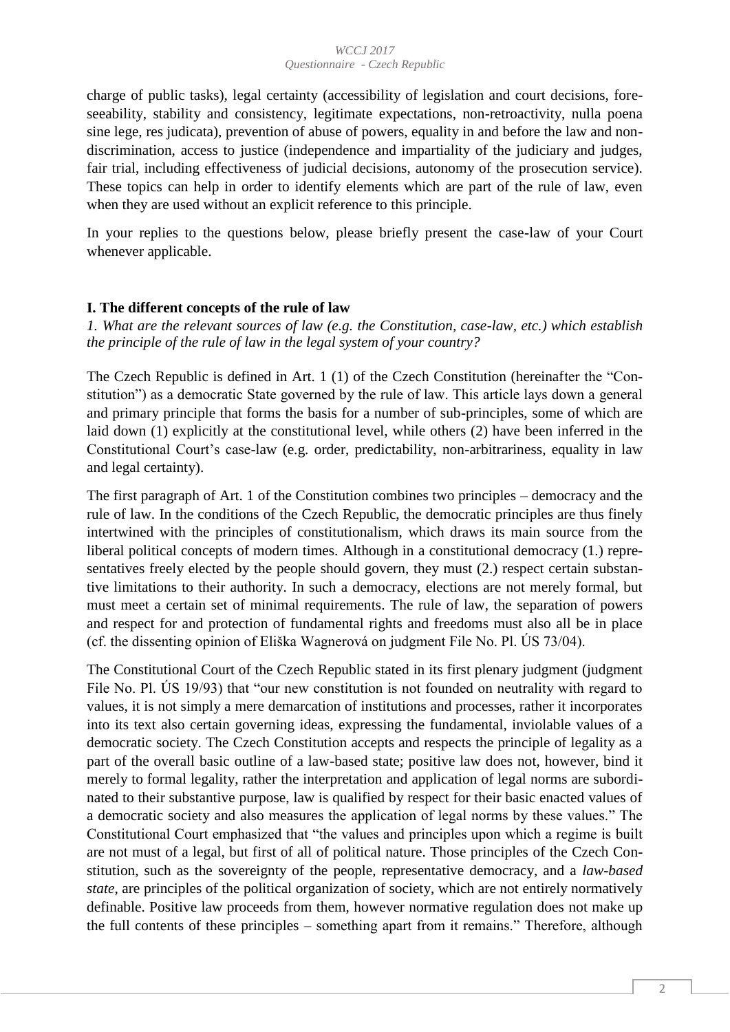charge of public tasks), legal certainty (accessibility of legislation and court decisions, foreseeability, stability and consistency, legitimate expectations, non-retroactivity, nulla poena sine lege, res judicata), prevention of abuse of powers, equality in and before the law and non-discrimination, access to justice (independence and impartiality of the judiciary and judges, fair trial, including effectiveness of judicial decisions, autonomy of the prosecution service). These topics can help in order to identify elements which are part of the rule of law, even when they are used without an explicit reference to this principle.

In your replies to the questions below, please briefly present the case-law of your Court whenever applicable.

## I. The different concepts of the rule of law

*1. What are the relevant sources of law (e.g. the Constitution, case-law, etc.) which establish the principle of the rule of law in the legal system of your country?*

The Czech Republic is defined in Art. 1 (1) of the Czech Constitution (hereinafter the "Constitution") as a democratic State governed by the rule of law. This article lays down a general and primary principle that forms the basis for a number of sub-principles, some of which are laid down (1) explicitly at the constitutional level, while others (2) have been inferred in the Constitutional Court's case-law (e.g. order, predictability, non-arbitrariness, equality in law and legal certainty).

The first paragraph of Art. 1 of the Constitution combines two principles – democracy and the rule of law. In the conditions of the Czech Republic, the democratic principles are thus finely intertwined with the principles of constitutionalism, which draws its main source from the liberal political concepts of modern times. Although in a constitutional democracy (1.) representatives freely elected by the people should govern, they must (2.) respect certain substantive limitations to their authority. In such a democracy, elections are not merely formal, but must meet a certain set of minimal requirements. The rule of law, the separation of powers and respect for and protection of fundamental rights and freedoms must also all be in place (cf. the dissenting opinion of Eliška Wagnerová on judgment File No. Pl. ÚS 73/04).

The Constitutional Court of the Czech Republic stated in its first plenary judgment (judgment File No. Pl. ÚS 19/93) that "our new constitution is not founded on neutrality with regard to values, it is not simply a mere demarcation of institutions and processes, rather it incorporates into its text also certain governing ideas, expressing the fundamental, inviolable values of a democratic society. The Czech Constitution accepts and respects the principle of legality as a part of the overall basic outline of a law-based state; positive law does not, however, bind it merely to formal legality, rather the interpretation and application of legal norms are subordinated to their substantive purpose, law is qualified by respect for their basic enacted values of a democratic society and also measures the application of legal norms by these values." The Constitutional Court emphasized that "the values and principles upon which a regime is built are not must of a legal, but first of all of political nature. Those principles of the Czech Constitution, such as the sovereignty of the people, representative democracy, and a *law-based state*, are principles of the political organization of society, which are not entirely normatively definable. Positive law proceeds from them, however normative regulation does not make up the full contents of these principles – something apart from it remains." Therefore, although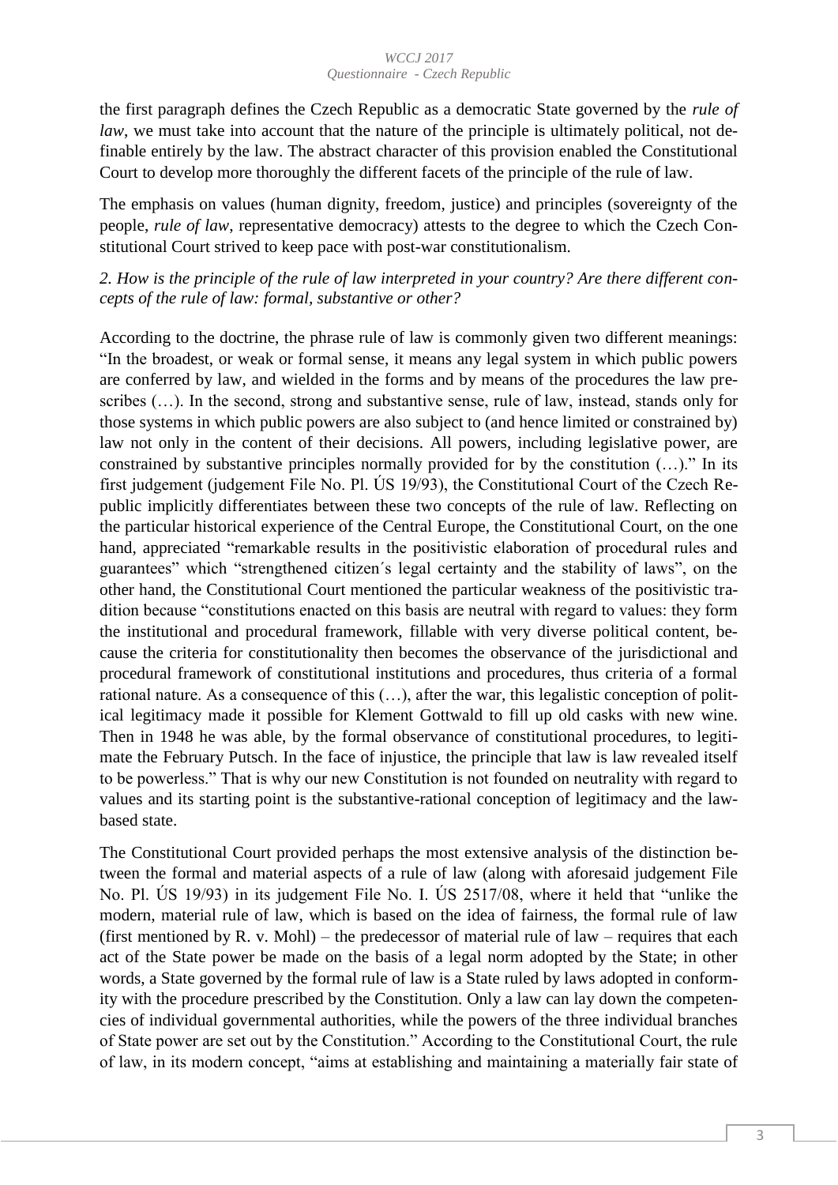the first paragraph defines the Czech Republic as a democratic State governed by the *rule of law*, we must take into account that the nature of the principle is ultimately political, not definable entirely by the law. The abstract character of this provision enabled the Constitutional Court to develop more thoroughly the different facets of the principle of the rule of law.

The emphasis on values (human dignity, freedom, justice) and principles (sovereignty of the people, *rule of law*, representative democracy) attests to the degree to which the Czech Constitutional Court strived to keep pace with post-war constitutionalism.

*2. How is the principle of the rule of law interpreted in your country? Are there different concepts of the rule of law: formal, substantive or other?*

According to the doctrine, the phrase rule of law is commonly given two different meanings: "In the broadest, or weak or formal sense, it means any legal system in which public powers are conferred by law, and wielded in the forms and by means of the procedures the law prescribes (…). In the second, strong and substantive sense, rule of law, instead, stands only for those systems in which public powers are also subject to (and hence limited or constrained by) law not only in the content of their decisions. All powers, including legislative power, are constrained by substantive principles normally provided for by the constitution (…)." In its first judgement (judgement File No. Pl. ÚS 19/93), the Constitutional Court of the Czech Republic implicitly differentiates between these two concepts of the rule of law. Reflecting on the particular historical experience of the Central Europe, the Constitutional Court, on the one hand, appreciated "remarkable results in the positivistic elaboration of procedural rules and guarantees" which "strengthened citizen´s legal certainty and the stability of laws", on the other hand, the Constitutional Court mentioned the particular weakness of the positivistic tradition because "constitutions enacted on this basis are neutral with regard to values: they form the institutional and procedural framework, fillable with very diverse political content, because the criteria for constitutionality then becomes the observance of the jurisdictional and procedural framework of constitutional institutions and procedures, thus criteria of a formal rational nature. As a consequence of this (…), after the war, this legalistic conception of political legitimacy made it possible for Klement Gottwald to fill up old casks with new wine. Then in 1948 he was able, by the formal observance of constitutional procedures, to legitimate the February Putsch. In the face of injustice, the principle that law is law revealed itself to be powerless." That is why our new Constitution is not founded on neutrality with regard to values and its starting point is the substantive-rational conception of legitimacy and the law-based state.

The Constitutional Court provided perhaps the most extensive analysis of the distinction between the formal and material aspects of a rule of law (along with aforesaid judgement File No. Pl. ÚS 19/93) in its judgement File No. I. ÚS 2517/08, where it held that "unlike the modern, material rule of law, which is based on the idea of fairness, the formal rule of law (first mentioned by R. v. Mohl) – the predecessor of material rule of law – requires that each act of the State power be made on the basis of a legal norm adopted by the State; in other words, a State governed by the formal rule of law is a State ruled by laws adopted in conformity with the procedure prescribed by the Constitution. Only a law can lay down the competencies of individual governmental authorities, while the powers of the three individual branches of State power are set out by the Constitution." According to the Constitutional Court, the rule of law, in its modern concept, "aims at establishing and maintaining a materially fair state of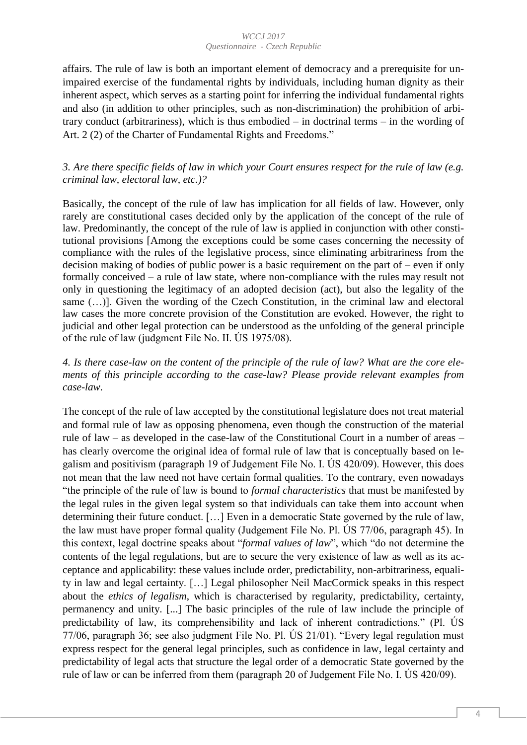affairs. The rule of law is both an important element of democracy and a prerequisite for unimpaired exercise of the fundamental rights by individuals, including human dignity as their inherent aspect, which serves as a starting point for inferring the individual fundamental rights and also (in addition to other principles, such as non-discrimination) the prohibition of arbitrary conduct (arbitrariness), which is thus embodied – in doctrinal terms – in the wording of Art. 2 (2) of the Charter of Fundamental Rights and Freedoms."

*3. Are there specific fields of law in which your Court ensures respect for the rule of law (e.g. criminal law, electoral law, etc.)?*

Basically, the concept of the rule of law has implication for all fields of law. However, only rarely are constitutional cases decided only by the application of the concept of the rule of law. Predominantly, the concept of the rule of law is applied in conjunction with other constitutional provisions [Among the exceptions could be some cases concerning the necessity of compliance with the rules of the legislative process, since eliminating arbitrariness from the decision making of bodies of public power is a basic requirement on the part of – even if only formally conceived – a rule of law state, where non-compliance with the rules may result not only in questioning the legitimacy of an adopted decision (act), but also the legality of the same (…)]. Given the wording of the Czech Constitution, in the criminal law and electoral law cases the more concrete provision of the Constitution are evoked. However, the right to judicial and other legal protection can be understood as the unfolding of the general principle of the rule of law (judgment File No. II. ÚS 1975/08).

*4. Is there case-law on the content of the principle of the rule of law? What are the core elements of this principle according to the case-law? Please provide relevant examples from case-law.*

The concept of the rule of law accepted by the constitutional legislature does not treat material and formal rule of law as opposing phenomena, even though the construction of the material rule of law – as developed in the case-law of the Constitutional Court in a number of areas – has clearly overcome the original idea of formal rule of law that is conceptually based on legalism and positivism (paragraph 19 of Judgement File No. I. ÚS 420/09). However, this does not mean that the law need not have certain formal qualities. To the contrary, even nowadays "the principle of the rule of law is bound to *formal characteristics* that must be manifested by the legal rules in the given legal system so that individuals can take them into account when determining their future conduct. […] Even in a democratic State governed by the rule of law, the law must have proper formal quality (Judgement File No. Pl. ÚS 77/06, paragraph 45). In this context, legal doctrine speaks about "*formal values of law*", which "do not determine the contents of the legal regulations, but are to secure the very existence of law as well as its acceptance and applicability: these values include order, predictability, non-arbitrariness, equality in law and legal certainty. […] Legal philosopher Neil MacCormick speaks in this respect about the *ethics of legalism*, which is characterised by regularity, predictability, certainty, permanency and unity. [...] The basic principles of the rule of law include the principle of predictability of law, its comprehensibility and lack of inherent contradictions." (Pl. ÚS 77/06, paragraph 36; see also judgment File No. Pl. ÚS 21/01). "Every legal regulation must express respect for the general legal principles, such as confidence in law, legal certainty and predictability of legal acts that structure the legal order of a democratic State governed by the rule of law or can be inferred from them (paragraph 20 of Judgement File No. I. ÚS 420/09).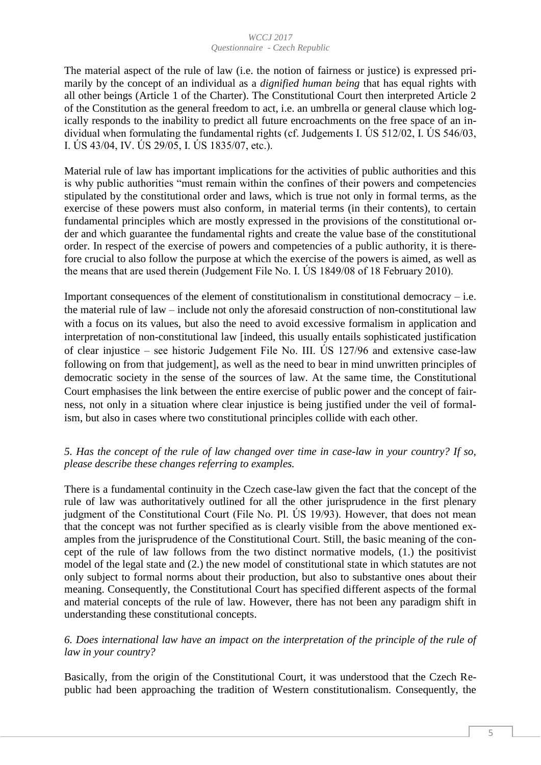The material aspect of the rule of law (i.e. the notion of fairness or justice) is expressed primarily by the concept of an individual as a *dignified human being* that has equal rights with all other beings (Article 1 of the Charter). The Constitutional Court then interpreted Article 2 of the Constitution as the general freedom to act, i.e. an umbrella or general clause which logically responds to the inability to predict all future encroachments on the free space of an individual when formulating the fundamental rights (cf. Judgements I. ÚS 512/02, I. ÚS 546/03, I. ÚS 43/04, IV. ÚS 29/05, I. ÚS 1835/07, etc.).

Material rule of law has important implications for the activities of public authorities and this is why public authorities "must remain within the confines of their powers and competencies stipulated by the constitutional order and laws, which is true not only in formal terms, as the exercise of these powers must also conform, in material terms (in their contents), to certain fundamental principles which are mostly expressed in the provisions of the constitutional order and which guarantee the fundamental rights and create the value base of the constitutional order. In respect of the exercise of powers and competencies of a public authority, it is therefore crucial to also follow the purpose at which the exercise of the powers is aimed, as well as the means that are used therein (Judgement File No. I. ÚS 1849/08 of 18 February 2010).

Important consequences of the element of constitutionalism in constitutional democracy – i.e. the material rule of law – include not only the aforesaid construction of non-constitutional law with a focus on its values, but also the need to avoid excessive formalism in application and interpretation of non-constitutional law [indeed, this usually entails sophisticated justification of clear injustice – see historic Judgement File No. III. ÚS 127/96 and extensive case-law following on from that judgement], as well as the need to bear in mind unwritten principles of democratic society in the sense of the sources of law. At the same time, the Constitutional Court emphasises the link between the entire exercise of public power and the concept of fairness, not only in a situation where clear injustice is being justified under the veil of formalism, but also in cases where two constitutional principles collide with each other.

*5. Has the concept of the rule of law changed over time in case-law in your country? If so, please describe these changes referring to examples.*

There is a fundamental continuity in the Czech case-law given the fact that the concept of the rule of law was authoritatively outlined for all the other jurisprudence in the first plenary judgment of the Constitutional Court (File No. Pl. ÚS 19/93). However, that does not mean that the concept was not further specified as is clearly visible from the above mentioned examples from the jurisprudence of the Constitutional Court. Still, the basic meaning of the concept of the rule of law follows from the two distinct normative models, (1.) the positivist model of the legal state and (2.) the new model of constitutional state in which statutes are not only subject to formal norms about their production, but also to substantive ones about their meaning. Consequently, the Constitutional Court has specified different aspects of the formal and material concepts of the rule of law. However, there has not been any paradigm shift in understanding these constitutional concepts.

*6. Does international law have an impact on the interpretation of the principle of the rule of law in your country?*

Basically, from the origin of the Constitutional Court, it was understood that the Czech Republic had been approaching the tradition of Western constitutionalism. Consequently, the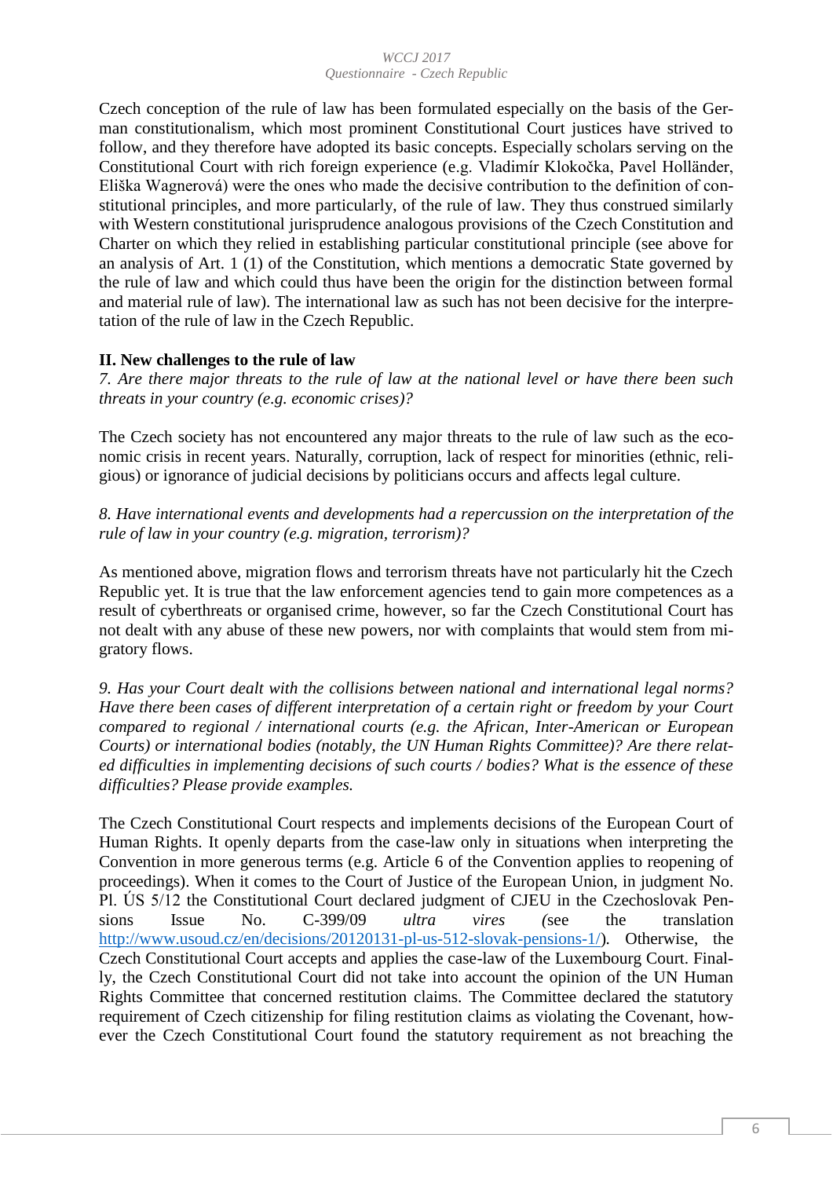Czech conception of the rule of law has been formulated especially on the basis of the German constitutionalism, which most prominent Constitutional Court justices have strived to follow, and they therefore have adopted its basic concepts. Especially scholars serving on the Constitutional Court with rich foreign experience (e.g. Vladimír Klokočka, Pavel Holländer, Eliška Wagnerová) were the ones who made the decisive contribution to the definition of constitutional principles, and more particularly, of the rule of law. They thus construed similarly with Western constitutional jurisprudence analogous provisions of the Czech Constitution and Charter on which they relied in establishing particular constitutional principle (see above for an analysis of Art. 1 (1) of the Constitution, which mentions a democratic State governed by the rule of law and which could thus have been the origin for the distinction between formal and material rule of law). The international law as such has not been decisive for the interpretation of the rule of law in the Czech Republic.

## II. New challenges to the rule of law

*7. Are there major threats to the rule of law at the national level or have there been such threats in your country (e.g. economic crises)?*

The Czech society has not encountered any major threats to the rule of law such as the economic crisis in recent years. Naturally, corruption, lack of respect for minorities (ethnic, religious) or ignorance of judicial decisions by politicians occurs and affects legal culture.

*8. Have international events and developments had a repercussion on the interpretation of the rule of law in your country (e.g. migration, terrorism)?*

As mentioned above, migration flows and terrorism threats have not particularly hit the Czech Republic yet. It is true that the law enforcement agencies tend to gain more competences as a result of cyberthreats or organised crime, however, so far the Czech Constitutional Court has not dealt with any abuse of these new powers, nor with complaints that would stem from migratory flows.

*9. Has your Court dealt with the collisions between national and international legal norms? Have there been cases of different interpretation of a certain right or freedom by your Court compared to regional / international courts (e.g. the African, Inter-American or European Courts) or international bodies (notably, the UN Human Rights Committee)? Are there related difficulties in implementing decisions of such courts / bodies? What is the essence of these difficulties? Please provide examples.*

The Czech Constitutional Court respects and implements decisions of the European Court of Human Rights. It openly departs from the case-law only in situations when interpreting the Convention in more generous terms (e.g. Article 6 of the Convention applies to reopening of proceedings). When it comes to the Court of Justice of the European Union, in judgment No. Pl. ÚS 5/12 the Constitutional Court declared judgment of CJEU in the Czechoslovak Pensions Issue No. C-399/09 *ultra vires (*see the translation http://www.usoud.cz/en/decisions/20120131-pl-us-512-slovak-pensions-1/). Otherwise, the Czech Constitutional Court accepts and applies the case-law of the Luxembourg Court. Finally, the Czech Constitutional Court did not take into account the opinion of the UN Human Rights Committee that concerned restitution claims. The Committee declared the statutory requirement of Czech citizenship for filing restitution claims as violating the Covenant, however the Czech Constitutional Court found the statutory requirement as not breaching the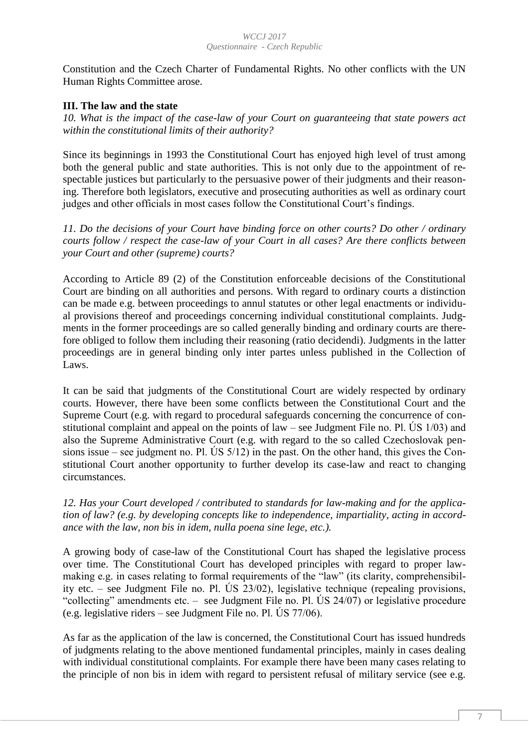Constitution and the Czech Charter of Fundamental Rights. No other conflicts with the UN Human Rights Committee arose.

**III. The law and the state**

*10. What is the impact of the case-law of your Court on guaranteeing that state powers act within the constitutional limits of their authority?*

Since its beginnings in 1993 the Constitutional Court has enjoyed high level of trust among both the general public and state authorities. This is not only due to the appointment of respectable justices but particularly to the persuasive power of their judgments and their reasoning. Therefore both legislators, executive and prosecuting authorities as well as ordinary court judges and other officials in most cases follow the Constitutional Court's findings.

*11. Do the decisions of your Court have binding force on other courts? Do other / ordinary courts follow / respect the case-law of your Court in all cases? Are there conflicts between your Court and other (supreme) courts?*

According to Article 89 (2) of the Constitution enforceable decisions of the Constitutional Court are binding on all authorities and persons. With regard to ordinary courts a distinction can be made e.g. between proceedings to annul statutes or other legal enactments or individual provisions thereof and proceedings concerning individual constitutional complaints. Judgments in the former proceedings are so called generally binding and ordinary courts are therefore obliged to follow them including their reasoning (ratio decidendi). Judgments in the latter proceedings are in general binding only inter partes unless published in the Collection of Laws.

It can be said that judgments of the Constitutional Court are widely respected by ordinary courts. However, there have been some conflicts between the Constitutional Court and the Supreme Court (e.g. with regard to procedural safeguards concerning the concurrence of constitutional complaint and appeal on the points of law – see Judgment File no. Pl. ÚS 1/03) and also the Supreme Administrative Court (e.g. with regard to the so called Czechoslovak pensions issue – see judgment no. Pl. ÚS 5/12) in the past. On the other hand, this gives the Constitutional Court another opportunity to further develop its case-law and react to changing circumstances.

*12. Has your Court developed / contributed to standards for law-making and for the application of law? (e.g. by developing concepts like to independence, impartiality, acting in accordance with the law, non bis in idem, nulla poena sine lege, etc.).*

A growing body of case-law of the Constitutional Court has shaped the legislative process over time. The Constitutional Court has developed principles with regard to proper law-making e.g. in cases relating to formal requirements of the "law" (its clarity, comprehensibility etc. – see Judgment File no. Pl. ÚS 23/02), legislative technique (repealing provisions, "collecting" amendments etc. – see Judgment File no. Pl. ÚS 24/07) or legislative procedure (e.g. legislative riders – see Judgment File no. Pl. ÚS 77/06).

As far as the application of the law is concerned, the Constitutional Court has issued hundreds of judgments relating to the above mentioned fundamental principles, mainly in cases dealing with individual constitutional complaints. For example there have been many cases relating to the principle of non bis in idem with regard to persistent refusal of military service (see e.g.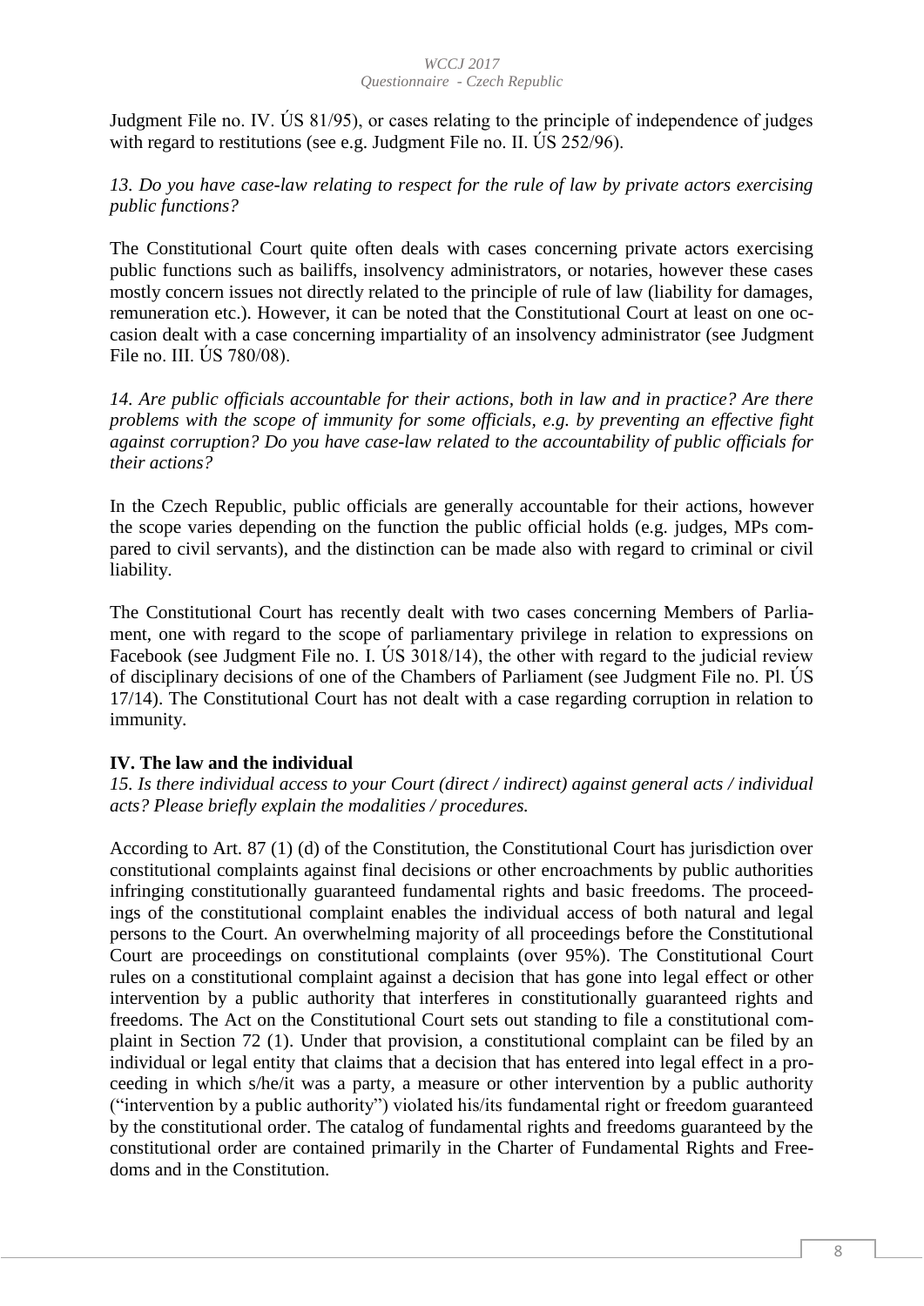Judgment File no. IV. ÚS 81/95), or cases relating to the principle of independence of judges with regard to restitutions (see e.g. Judgment File no. II. ÚS 252/96).

*13. Do you have case-law relating to respect for the rule of law by private actors exercising public functions?*

The Constitutional Court quite often deals with cases concerning private actors exercising public functions such as bailiffs, insolvency administrators, or notaries, however these cases mostly concern issues not directly related to the principle of rule of law (liability for damages, remuneration etc.). However, it can be noted that the Constitutional Court at least on one occasion dealt with a case concerning impartiality of an insolvency administrator (see Judgment File no. III. ÚS 780/08).

*14. Are public officials accountable for their actions, both in law and in practice? Are there problems with the scope of immunity for some officials, e.g. by preventing an effective fight against corruption? Do you have case-law related to the accountability of public officials for their actions?*

In the Czech Republic, public officials are generally accountable for their actions, however the scope varies depending on the function the public official holds (e.g. judges, MPs compared to civil servants), and the distinction can be made also with regard to criminal or civil liability.

The Constitutional Court has recently dealt with two cases concerning Members of Parliament, one with regard to the scope of parliamentary privilege in relation to expressions on Facebook (see Judgment File no. I. ÚS 3018/14), the other with regard to the judicial review of disciplinary decisions of one of the Chambers of Parliament (see Judgment File no. Pl. ÚS 17/14). The Constitutional Court has not dealt with a case regarding corruption in relation to immunity.

## IV. The law and the individual

*15. Is there individual access to your Court (direct / indirect) against general acts / individual acts? Please briefly explain the modalities / procedures.*

According to Art. 87 (1) (d) of the Constitution, the Constitutional Court has jurisdiction over constitutional complaints against final decisions or other encroachments by public authorities infringing constitutionally guaranteed fundamental rights and basic freedoms. The proceedings of the constitutional complaint enables the individual access of both natural and legal persons to the Court. An overwhelming majority of all proceedings before the Constitutional Court are proceedings on constitutional complaints (over 95%). The Constitutional Court rules on a constitutional complaint against a decision that has gone into legal effect or other intervention by a public authority that interferes in constitutionally guaranteed rights and freedoms. The Act on the Constitutional Court sets out standing to file a constitutional complaint in Section 72 (1). Under that provision, a constitutional complaint can be filed by an individual or legal entity that claims that a decision that has entered into legal effect in a proceeding in which s/he/it was a party, a measure or other intervention by a public authority ("intervention by a public authority") violated his/its fundamental right or freedom guaranteed by the constitutional order. The catalog of fundamental rights and freedoms guaranteed by the constitutional order are contained primarily in the Charter of Fundamental Rights and Freedoms and in the Constitution.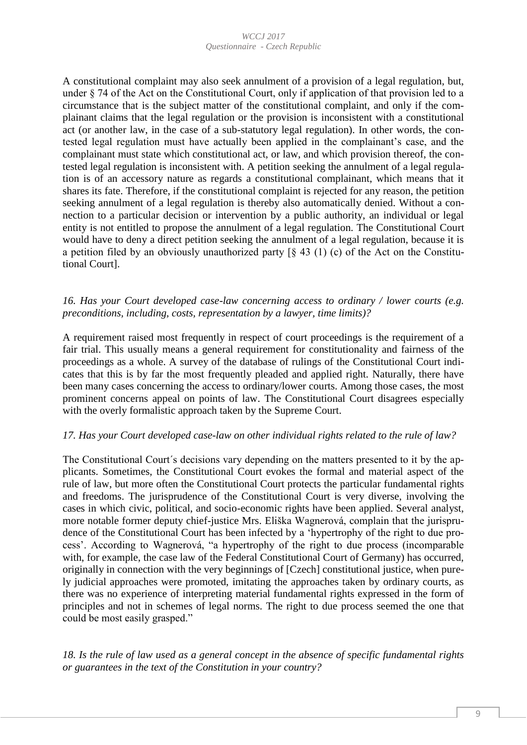A constitutional complaint may also seek annulment of a provision of a legal regulation, but, under § 74 of the Act on the Constitutional Court, only if application of that provision led to a circumstance that is the subject matter of the constitutional complaint, and only if the complainant claims that the legal regulation or the provision is inconsistent with a constitutional act (or another law, in the case of a sub-statutory legal regulation). In other words, the contested legal regulation must have actually been applied in the complainant's case, and the complainant must state which constitutional act, or law, and which provision thereof, the contested legal regulation is inconsistent with. A petition seeking the annulment of a legal regulation is of an accessory nature as regards a constitutional complainant, which means that it shares its fate. Therefore, if the constitutional complaint is rejected for any reason, the petition seeking annulment of a legal regulation is thereby also automatically denied. Without a connection to a particular decision or intervention by a public authority, an individual or legal entity is not entitled to propose the annulment of a legal regulation. The Constitutional Court would have to deny a direct petition seeking the annulment of a legal regulation, because it is a petition filed by an obviously unauthorized party [§ 43 (1) (c) of the Act on the Constitutional Court].

*16. Has your Court developed case-law concerning access to ordinary / lower courts (e.g. preconditions, including, costs, representation by a lawyer, time limits)?*

A requirement raised most frequently in respect of court proceedings is the requirement of a fair trial. This usually means a general requirement for constitutionality and fairness of the proceedings as a whole. A survey of the database of rulings of the Constitutional Court indicates that this is by far the most frequently pleaded and applied right. Naturally, there have been many cases concerning the access to ordinary/lower courts. Among those cases, the most prominent concerns appeal on points of law. The Constitutional Court disagrees especially with the overly formalistic approach taken by the Supreme Court.

*17. Has your Court developed case-law on other individual rights related to the rule of law?*

The Constitutional Court´s decisions vary depending on the matters presented to it by the applicants. Sometimes, the Constitutional Court evokes the formal and material aspect of the rule of law, but more often the Constitutional Court protects the particular fundamental rights and freedoms. The jurisprudence of the Constitutional Court is very diverse, involving the cases in which civic, political, and socio-economic rights have been applied. Several analyst, more notable former deputy chief-justice Mrs. Eliška Wagnerová, complain that the jurisprudence of the Constitutional Court has been infected by a 'hypertrophy of the right to due process'. According to Wagnerová, "a hypertrophy of the right to due process (incomparable with, for example, the case law of the Federal Constitutional Court of Germany) has occurred, originally in connection with the very beginnings of [Czech] constitutional justice, when purely judicial approaches were promoted, imitating the approaches taken by ordinary courts, as there was no experience of interpreting material fundamental rights expressed in the form of principles and not in schemes of legal norms. The right to due process seemed the one that could be most easily grasped."

*18. Is the rule of law used as a general concept in the absence of specific fundamental rights or guarantees in the text of the Constitution in your country?*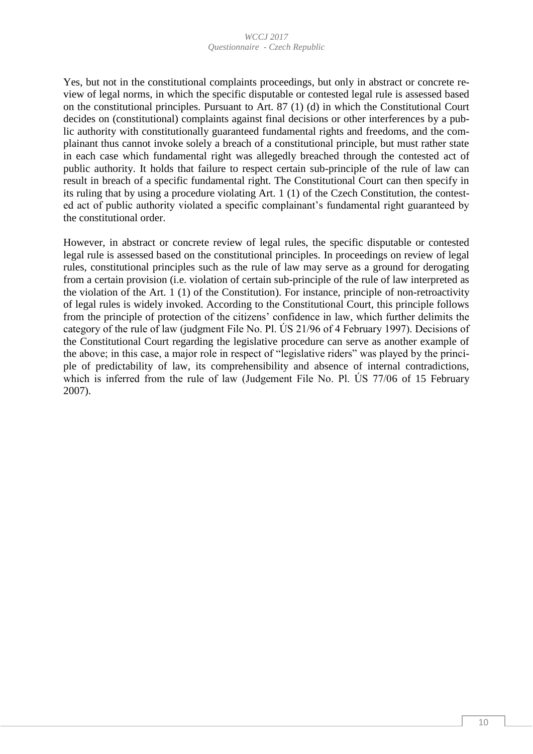Yes, but not in the constitutional complaints proceedings, but only in abstract or concrete review of legal norms, in which the specific disputable or contested legal rule is assessed based on the constitutional principles. Pursuant to Art. 87 (1) (d) in which the Constitutional Court decides on (constitutional) complaints against final decisions or other interferences by a public authority with constitutionally guaranteed fundamental rights and freedoms, and the complainant thus cannot invoke solely a breach of a constitutional principle, but must rather state in each case which fundamental right was allegedly breached through the contested act of public authority. It holds that failure to respect certain sub-principle of the rule of law can result in breach of a specific fundamental right. The Constitutional Court can then specify in its ruling that by using a procedure violating Art. 1 (1) of the Czech Constitution, the contested act of public authority violated a specific complainant's fundamental right guaranteed by the constitutional order.

However, in abstract or concrete review of legal rules, the specific disputable or contested legal rule is assessed based on the constitutional principles. In proceedings on review of legal rules, constitutional principles such as the rule of law may serve as a ground for derogating from a certain provision (i.e. violation of certain sub-principle of the rule of law interpreted as the violation of the Art. 1 (1) of the Constitution). For instance, principle of non-retroactivity of legal rules is widely invoked. According to the Constitutional Court, this principle follows from the principle of protection of the citizens' confidence in law, which further delimits the category of the rule of law (judgment File No. Pl. ÚS 21/96 of 4 February 1997). Decisions of the Constitutional Court regarding the legislative procedure can serve as another example of the above; in this case, a major role in respect of "legislative riders" was played by the principle of predictability of law, its comprehensibility and absence of internal contradictions, which is inferred from the rule of law (Judgement File No. Pl. ÚS 77/06 of 15 February 2007).